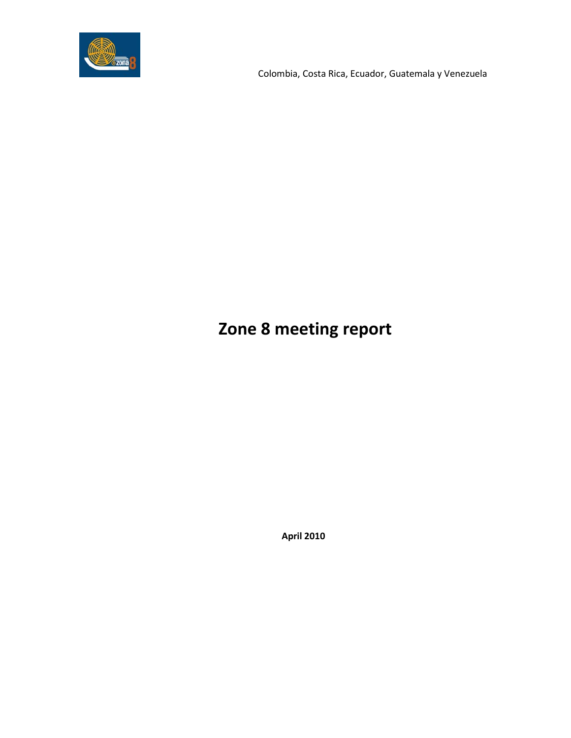Colombia, Costa Rica, Ecuador, Guatemala y Venezuela

# Zone 8 meeting report

**April 2010**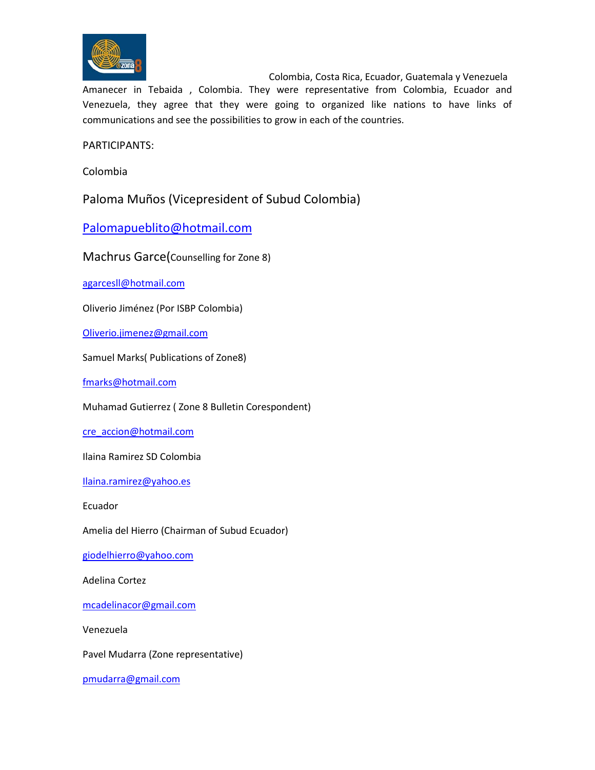Colombia, Costa Rica, Ecuador, Guatemala y Venezuela

Amanecer in Tebaida , Colombia. They were representative from Colombia, Ecuador and Venezuela, they agree that they were going to organized like nations to have links of communications and see the possibilities to grow in each of the countries.

PARTICIPANTS:

Colombia

Paloma Muños (Vicepresident of Subud Colombia)

Palomapueblito@hotmail.com

Machrus Garce(Counselling for Zone 8)

agarcesll@hotmail.com

Oliverio Jiménez (Por ISBP Colombia)

Oliverio.jimenez@gmail.com

Samuel Marks( Publications of Zone8)

fmarks@hotmail.com

Muhamad Gutierrez ( Zone 8 Bulletin Corespondent)

cre_accion@hotmail.com

Ilaina Ramirez SD Colombia

Ilaina.ramirez@yahoo.es

Ecuador

Amelia del Hierro (Chairman of Subud Ecuador)

giodelhierro@yahoo.com

Adelina Cortez

mcadelinacor@gmail.com

Venezuela

Pavel Mudarra (Zone representative)

pmudarra@gmail.com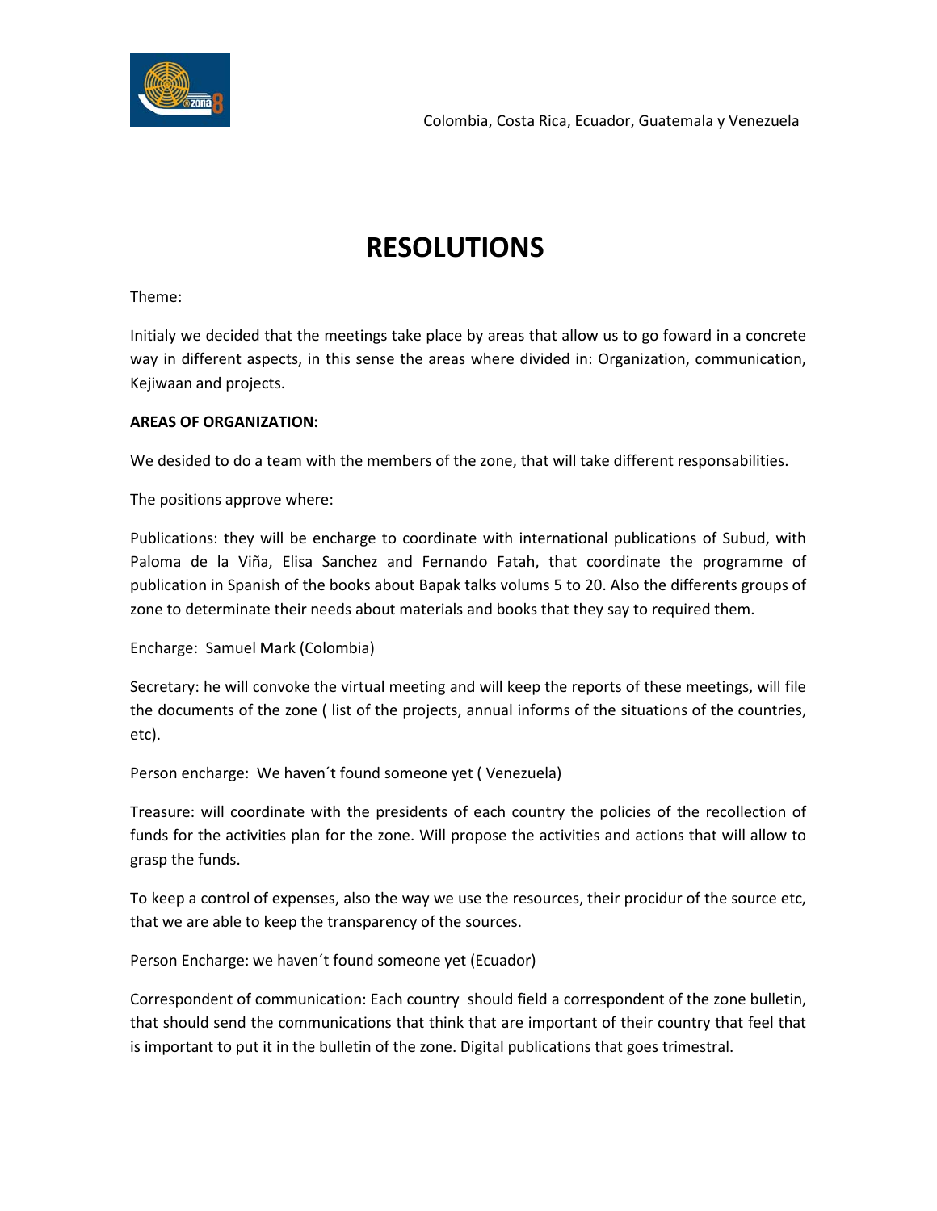Colombia, Costa Rica, Ecuador, Guatemala y Venezuela

# RESOLUTIONS

Theme:

Initialy we decided that the meetings take place by areas that allow us to go foward in a concrete way in different aspects, in this sense the areas where divided in: Organization, communication, Kejiwaan and projects.

**AREAS OF ORGANIZATION:**

We desided to do a team with the members of the zone, that will take different responsabilities.

The positions approve where:

Publications: they will be encharge to coordinate with international publications of Subud, with Paloma de la Viña, Elisa Sanchez and Fernando Fatah, that coordinate the programme of publication in Spanish of the books about Bapak talks volums 5 to 20. Also the differents groups of zone to determinate their needs about materials and books that they say to required them.

Encharge: Samuel Mark (Colombia)

Secretary: he will convoke the virtual meeting and will keep the reports of these meetings, will file the documents of the zone ( list of the projects, annual informs of the situations of the countries, etc).

Person encharge: We haven´t found someone yet ( Venezuela)

Treasure: will coordinate with the presidents of each country the policies of the recollection of funds for the activities plan for the zone. Will propose the activities and actions that will allow to grasp the funds.

To keep a control of expenses, also the way we use the resources, their procidur of the source etc, that we are able to keep the transparency of the sources.

Person Encharge: we haven´t found someone yet (Ecuador)

Correspondent of communication: Each country should field a correspondent of the zone bulletin, that should send the communications that think that are important of their country that feel that is important to put it in the bulletin of the zone. Digital publications that goes trimestral.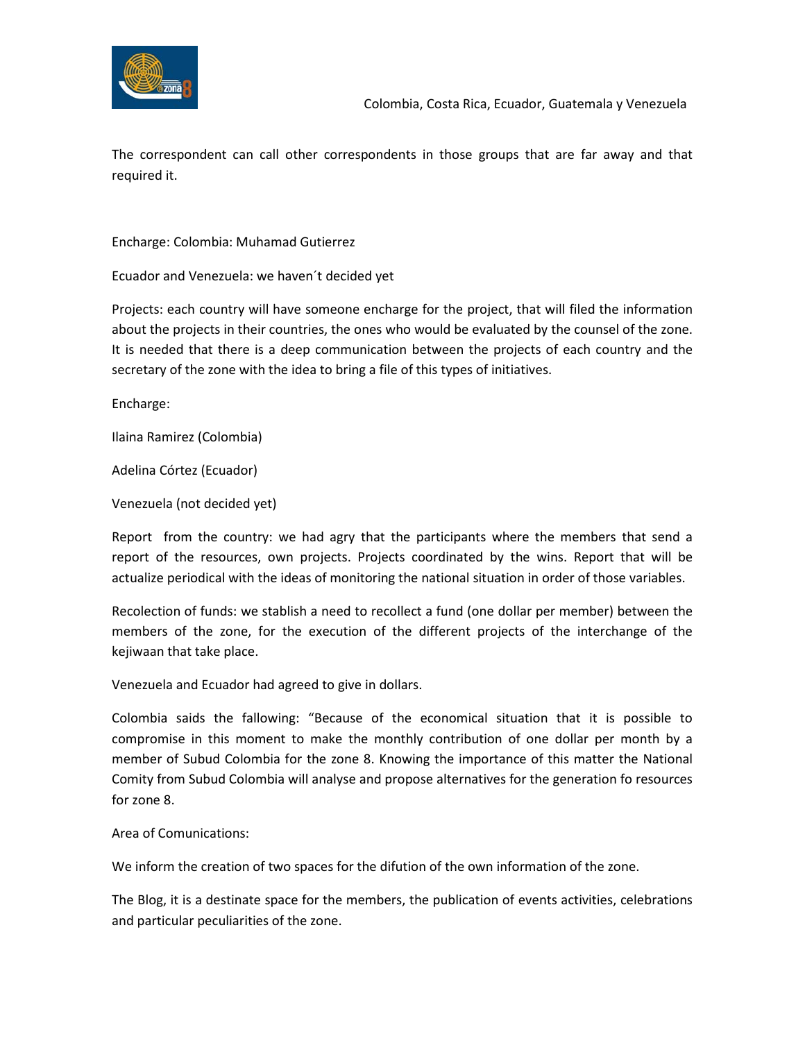The correspondent can call other correspondents in those groups that are far away and that required it.

Encharge: Colombia: Muhamad Gutierrez

Ecuador and Venezuela: we haven´t decided yet

Projects: each country will have someone encharge for the project, that will filed the information about the projects in their countries, the ones who would be evaluated by the counsel of the zone. It is needed that there is a deep communication between the projects of each country and the secretary of the zone with the idea to bring a file of this types of initiatives.

Encharge:

Ilaina Ramirez (Colombia)

Adelina Córtez (Ecuador)

Venezuela (not decided yet)

Report from the country: we had agry that the participants where the members that send a report of the resources, own projects. Projects coordinated by the wins. Report that will be actualize periodical with the ideas of monitoring the national situation in order of those variables.

Recolection of funds: we stablish a need to recollect a fund (one dollar per member) between the members of the zone, for the execution of the different projects of the interchange of the kejiwaan that take place.

Venezuela and Ecuador had agreed to give in dollars.

Colombia saids the fallowing: "Because of the economical situation that it is possible to compromise in this moment to make the monthly contribution of one dollar per month by a member of Subud Colombia for the zone 8. Knowing the importance of this matter the National Comity from Subud Colombia will analyse and propose alternatives for the generation fo resources for zone 8.

Area of Comunications:

We inform the creation of two spaces for the difution of the own information of the zone.

The Blog, it is a destinate space for the members, the publication of events activities, celebrations and particular peculiarities of the zone.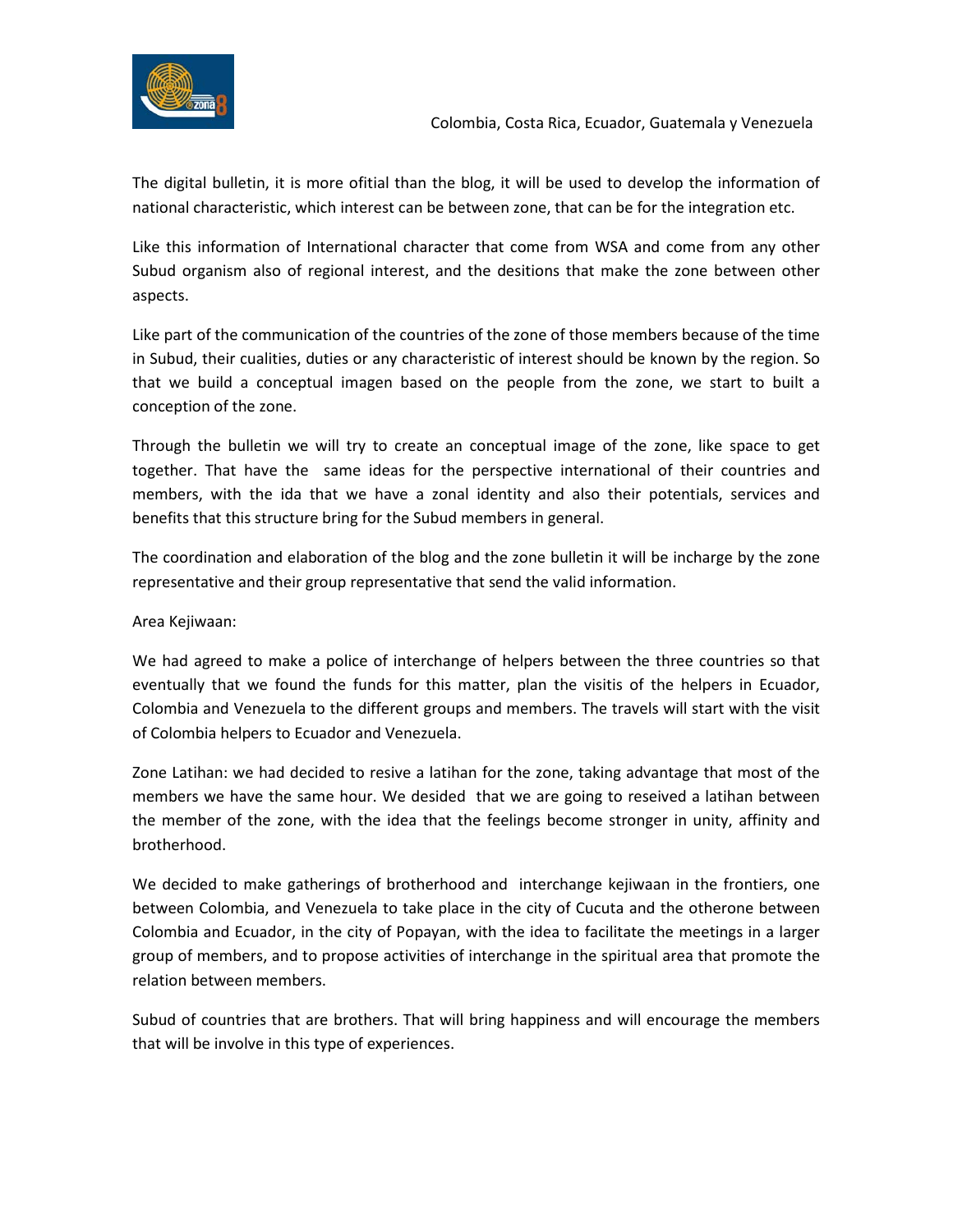The digital bulletin, it is more ofitial than the blog, it will be used to develop the information of national characteristic, which interest can be between zone, that can be for the integration etc.

Like this information of International character that come from WSA and come from any other Subud organism also of regional interest, and the desitions that make the zone between other aspects.

Like part of the communication of the countries of the zone of those members because of the time in Subud, their cualities, duties or any characteristic of interest should be known by the region. So that we build a conceptual imagen based on the people from the zone, we start to built a conception of the zone.

Through the bulletin we will try to create an conceptual image of the zone, like space to get together. That have the same ideas for the perspective international of their countries and members, with the ida that we have a zonal identity and also their potentials, services and benefits that this structure bring for the Subud members in general.

The coordination and elaboration of the blog and the zone bulletin it will be incharge by the zone representative and their group representative that send the valid information.

Area Kejiwaan:

We had agreed to make a police of interchange of helpers between the three countries so that eventually that we found the funds for this matter, plan the visitis of the helpers in Ecuador, Colombia and Venezuela to the different groups and members. The travels will start with the visit of Colombia helpers to Ecuador and Venezuela.

Zone Latihan: we had decided to resive a latihan for the zone, taking advantage that most of the members we have the same hour. We desided that we are going to reseived a latihan between the member of the zone, with the idea that the feelings become stronger in unity, affinity and brotherhood.

We decided to make gatherings of brotherhood and interchange kejiwaan in the frontiers, one between Colombia, and Venezuela to take place in the city of Cucuta and the otherone between Colombia and Ecuador, in the city of Popayan, with the idea to facilitate the meetings in a larger group of members, and to propose activities of interchange in the spiritual area that promote the relation between members.

Subud of countries that are brothers. That will bring happiness and will encourage the members that will be involve in this type of experiences.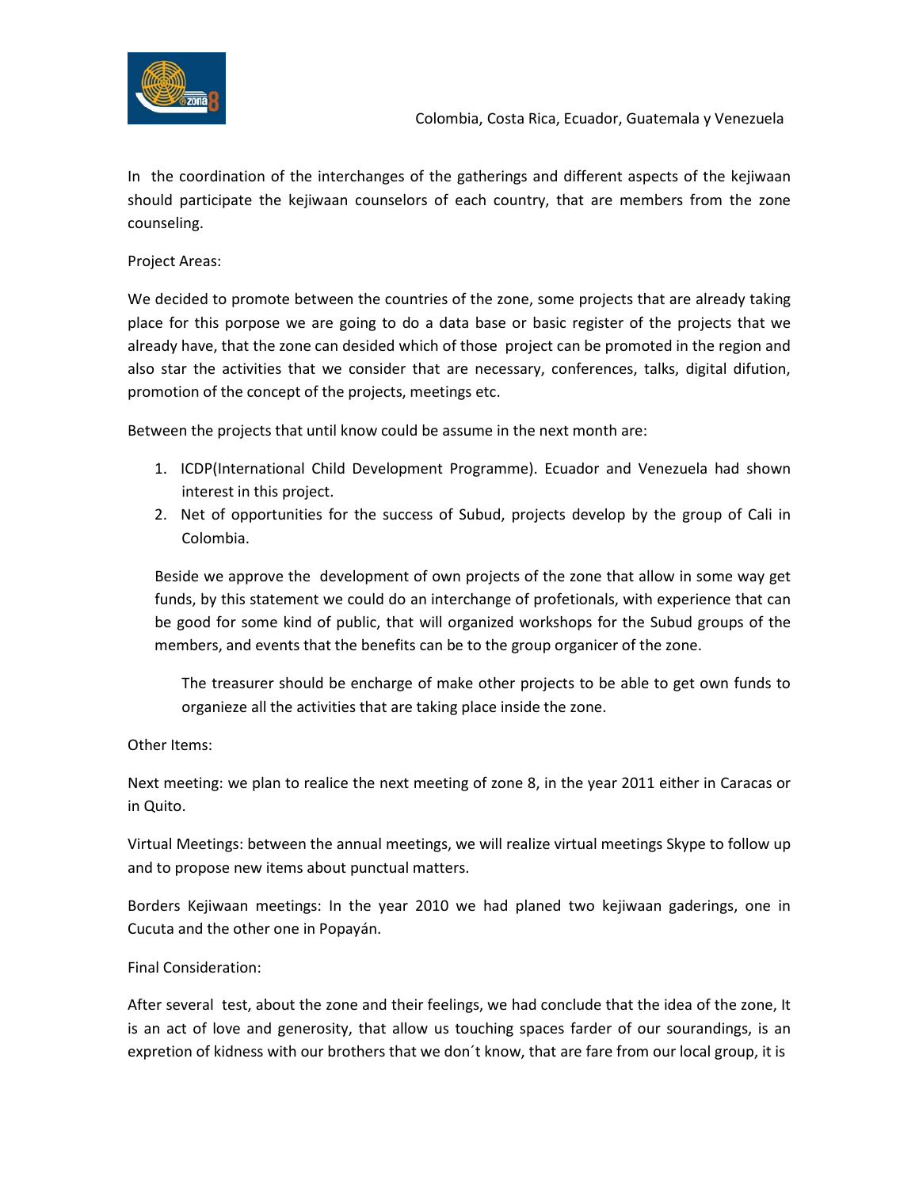Colombia, Costa Rica, Ecuador, Guatemala y Venezuela

In the coordination of the interchanges of the gatherings and different aspects of the kejiwaan should participate the kejiwaan counselors of each country, that are members from the zone counseling.

Project Areas:

We decided to promote between the countries of the zone, some projects that are already taking place for this porpose we are going to do a data base or basic register of the projects that we already have, that the zone can desided which of those project can be promoted in the region and also star the activities that we consider that are necessary, conferences, talks, digital difution, promotion of the concept of the projects, meetings etc.

Between the projects that until know could be assume in the next month are:

1. ICDP(International Child Development Programme). Ecuador and Venezuela had shown interest in this project.
2. Net of opportunities for the success of Subud, projects develop by the group of Cali in Colombia.

Beside we approve the development of own projects of the zone that allow in some way get funds, by this statement we could do an interchange of profetionals, with experience that can be good for some kind of public, that will organized workshops for the Subud groups of the members, and events that the benefits can be to the group organicer of the zone.

The treasurer should be encharge of make other projects to be able to get own funds to organieze all the activities that are taking place inside the zone.

Other Items:

Next meeting: we plan to realice the next meeting of zone 8, in the year 2011 either in Caracas or in Quito.

Virtual Meetings: between the annual meetings, we will realize virtual meetings Skype to follow up and to propose new items about punctual matters.

Borders Kejiwaan meetings: In the year 2010 we had planed two kejiwaan gaderings, one in Cucuta and the other one in Popayán.

Final Consideration:

After several test, about the zone and their feelings, we had conclude that the idea of the zone, It is an act of love and generosity, that allow us touching spaces farder of our sourandings, is an expretion of kidness with our brothers that we don´t know, that are fare from our local group, it is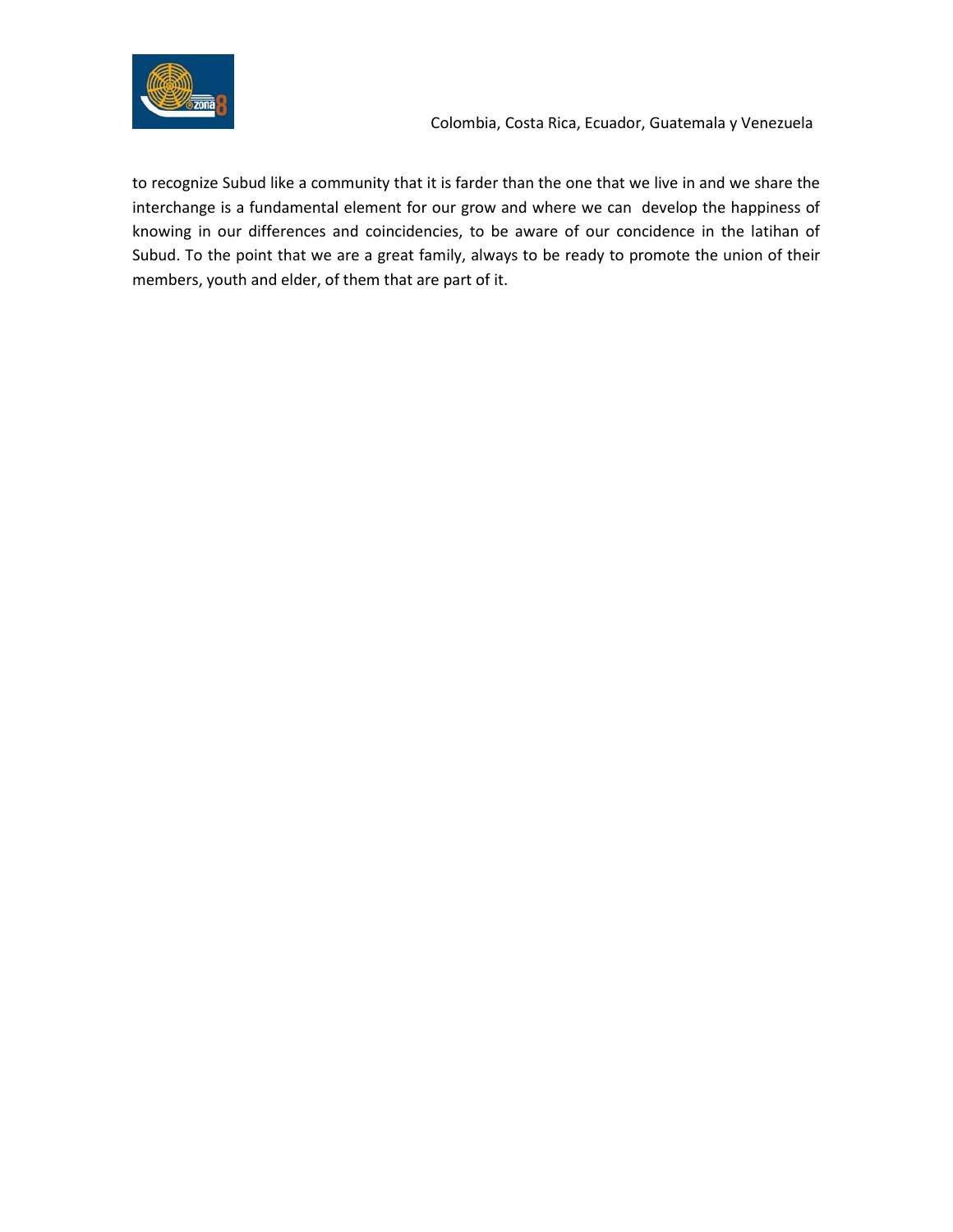to recognize Subud like a community that it is farder than the one that we live in and we share the interchange is a fundamental element for our grow and where we can develop the happiness of knowing in our differences and coincidencies, to be aware of our concidence in the latihan of Subud. To the point that we are a great family, always to be ready to promote the union of their members, youth and elder, of them that are part of it.